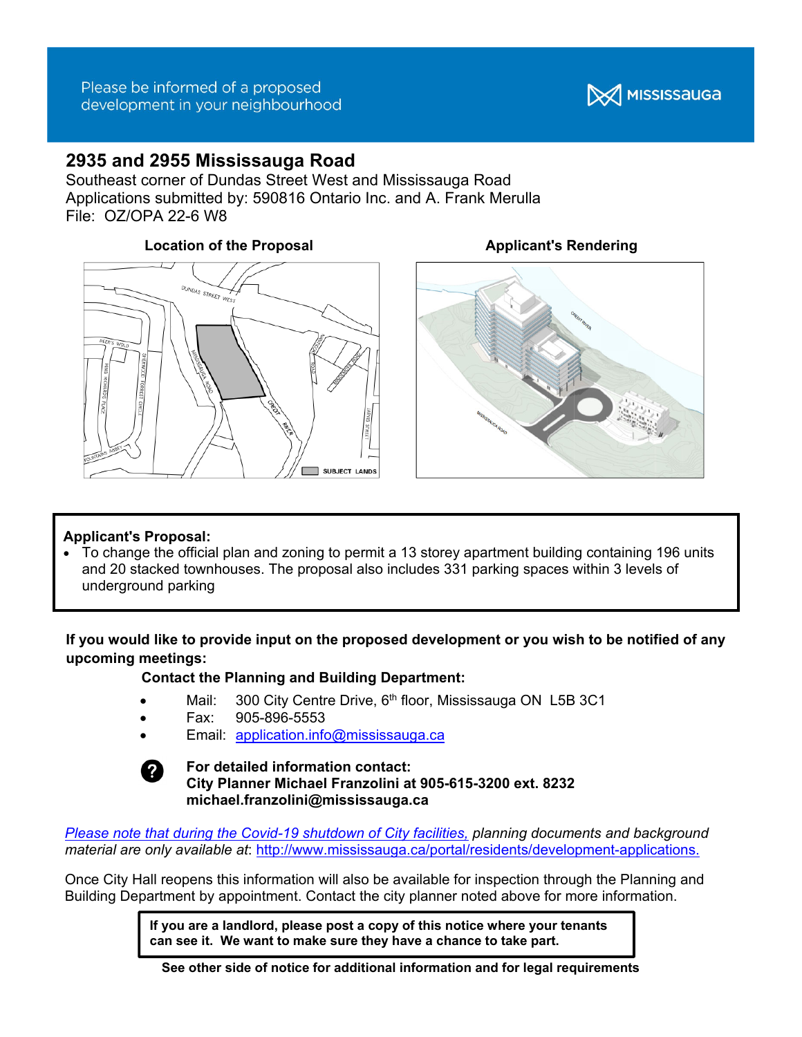Please be informed of a proposed development in your neighbourhood

MISSISSAUGA

# 2935 and 2955 Mississauga Road

Southeast corner of Dundas Street West and Mississauga Road
Applications submitted by: 590816 Ontario Inc. and A. Frank Merulla
File: OZ/OPA 22-6 W8

**Location of the Proposal**

**Applicant's Rendering**

**Applicant's Proposal:**

- To change the official plan and zoning to permit a 13 storey apartment building containing 196 units and 20 stacked townhouses. The proposal also includes 331 parking spaces within 3 levels of underground parking

**If you would like to provide input on the proposed development or you wish to be notified of any upcoming meetings:**

**Contact the Planning and Building Department:**

- Mail: 300 City Centre Drive, 6th floor, Mississauga ON L5B 3C1
- Fax: 905-896-5553
- Email: application.info@mississauga.ca

**For detailed information contact:**
**City Planner Michael Franzolini at 905-615-3200 ext. 8232**
**michael.franzolini@mississauga.ca**

*Please note that during the Covid-19 shutdown of City facilities, planning documents and background material are only available at*: http://www.mississauga.ca/portal/residents/development-applications.

Once City Hall reopens this information will also be available for inspection through the Planning and Building Department by appointment. Contact the city planner noted above for more information.

**If you are a landlord, please post a copy of this notice where your tenants can see it. We want to make sure they have a chance to take part.**

**See other side of notice for additional information and for legal requirements**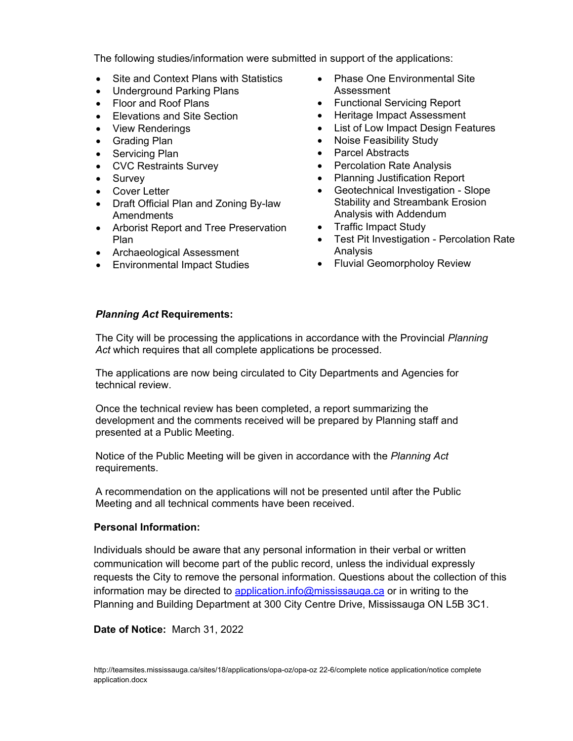The following studies/information were submitted in support of the applications:

- Site and Context Plans with Statistics
- Underground Parking Plans
- Floor and Roof Plans
- Elevations and Site Section
- View Renderings
- Grading Plan
- Servicing Plan
- CVC Restraints Survey
- Survey
- Cover Letter
- Draft Official Plan and Zoning By-law Amendments
- Arborist Report and Tree Preservation Plan
- Archaeological Assessment
- Environmental Impact Studies
- Phase One Environmental Site Assessment
- Functional Servicing Report
- Heritage Impact Assessment
- List of Low Impact Design Features
- Noise Feasibility Study
- Parcel Abstracts
- Percolation Rate Analysis
- Planning Justification Report
- Geotechnical Investigation - Slope Stability and Streambank Erosion Analysis with Addendum
- Traffic Impact Study
- Test Pit Investigation - Percolation Rate Analysis
- Fluvial Geomorpholoy Review

### *Planning Act* Requirements:

The City will be processing the applications in accordance with the Provincial *Planning Act* which requires that all complete applications be processed.

The applications are now being circulated to City Departments and Agencies for technical review.

Once the technical review has been completed, a report summarizing the development and the comments received will be prepared by Planning staff and presented at a Public Meeting.

Notice of the Public Meeting will be given in accordance with the *Planning Act* requirements.

A recommendation on the applications will not be presented until after the Public Meeting and all technical comments have been received.

### Personal Information:

Individuals should be aware that any personal information in their verbal or written communication will become part of the public record, unless the individual expressly requests the City to remove the personal information. Questions about the collection of this information may be directed to application.info@mississauga.ca or in writing to the Planning and Building Department at 300 City Centre Drive, Mississauga ON L5B 3C1.

**Date of Notice:** March 31, 2022

http://teamsites.mississauga.ca/sites/18/applications/opa-oz/opa-oz 22-6/complete notice application/notice complete application.docx